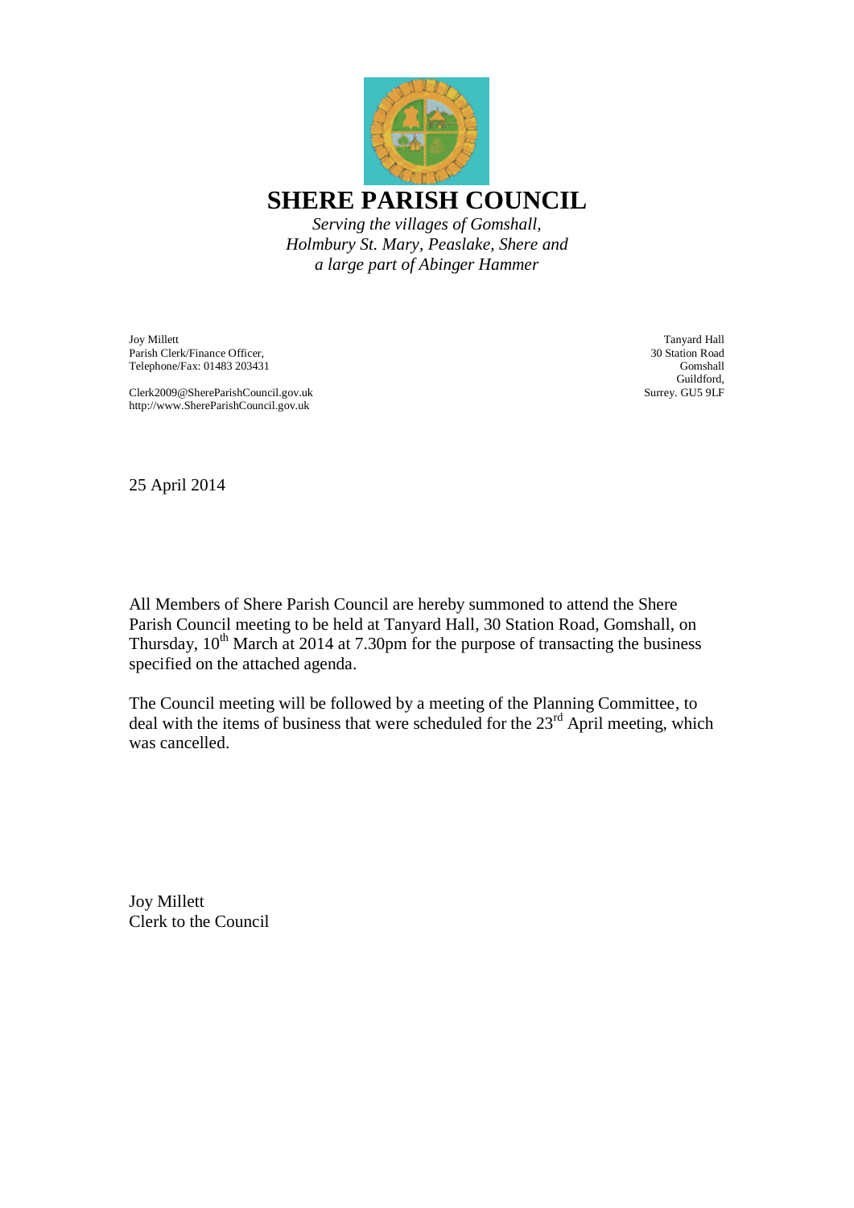# SHERE PARISH COUNCIL

*Serving the villages of Gomshall, Holmbury St. Mary, Peaslake, Shere and a large part of Abinger Hammer*

Joy Millett
Parish Clerk/Finance Officer,
Telephone/Fax: 01483 203431

Clerk2009@ShereParishCouncil.gov.uk
http://www.ShereParishCouncil.gov.uk

Tanyard Hall
30 Station Road
Gomshall
Guildford,
Surrey. GU5 9LF

25 April 2014

All Members of Shere Parish Council are hereby summoned to attend the Shere Parish Council meeting to be held at Tanyard Hall, 30 Station Road, Gomshall, on Thursday, 10th March at 2014 at 7.30pm for the purpose of transacting the business specified on the attached agenda.

The Council meeting will be followed by a meeting of the Planning Committee, to deal with the items of business that were scheduled for the 23rd April meeting, which was cancelled.

Joy Millett
Clerk to the Council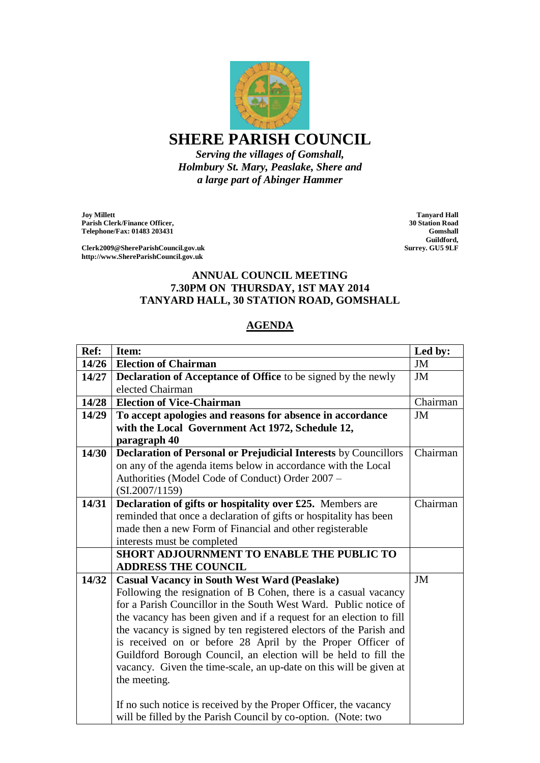# SHERE PARISH COUNCIL

*Serving the villages of Gomshall, Holmbury St. Mary, Peaslake, Shere and a large part of Abinger Hammer*

**Joy Millett**
**Parish Clerk/Finance Officer,**
**Telephone/Fax: 01483 203431**

**Clerk2009@ShereParishCouncil.gov.uk**
**http://www.ShereParishCouncil.gov.uk**

**Tanyard Hall**
**30 Station Road**
**Gomshall**
**Guildford,**
**Surrey. GU5 9LF**

## ANNUAL COUNCIL MEETING
## 7.30PM ON THURSDAY, 1ST MAY 2014
## TANYARD HALL, 30 STATION ROAD, GOMSHALL

## AGENDA

| Ref: | Item: | Led by: |
|---|---|---|
| 14/26 | **Election of Chairman** | JM |
| 14/27 | **Declaration of Acceptance of Office** to be signed by the newly elected Chairman | JM |
| 14/28 | **Election of Vice-Chairman** | Chairman |
| 14/29 | **To accept apologies and reasons for absence in accordance with the Local Government Act 1972, Schedule 12, paragraph 40** | JM |
| 14/30 | **Declaration of Personal or Prejudicial Interests** by Councillors on any of the agenda items below in accordance with the Local Authorities (Model Code of Conduct) Order 2007 – (SI.2007/1159) | Chairman |
| 14/31 | **Declaration of gifts or hospitality over £25.** Members are reminded that once a declaration of gifts or hospitality has been made then a new Form of Financial and other registerable interests must be completed | Chairman |
| | **SHORT ADJOURNMENT TO ENABLE THE PUBLIC TO ADDRESS THE COUNCIL** | |
| 14/32 | **Casual Vacancy in South West Ward (Peaslake)**<br>Following the resignation of B Cohen, there is a casual vacancy for a Parish Councillor in the South West Ward. Public notice of the vacancy has been given and if a request for an election to fill the vacancy is signed by ten registered electors of the Parish and is received on or before 28 April by the Proper Officer of Guildford Borough Council, an election will be held to fill the vacancy. Given the time-scale, an up-date on this will be given at the meeting.<br><br>If no such notice is received by the Proper Officer, the vacancy will be filled by the Parish Council by co-option. (Note: two | JM |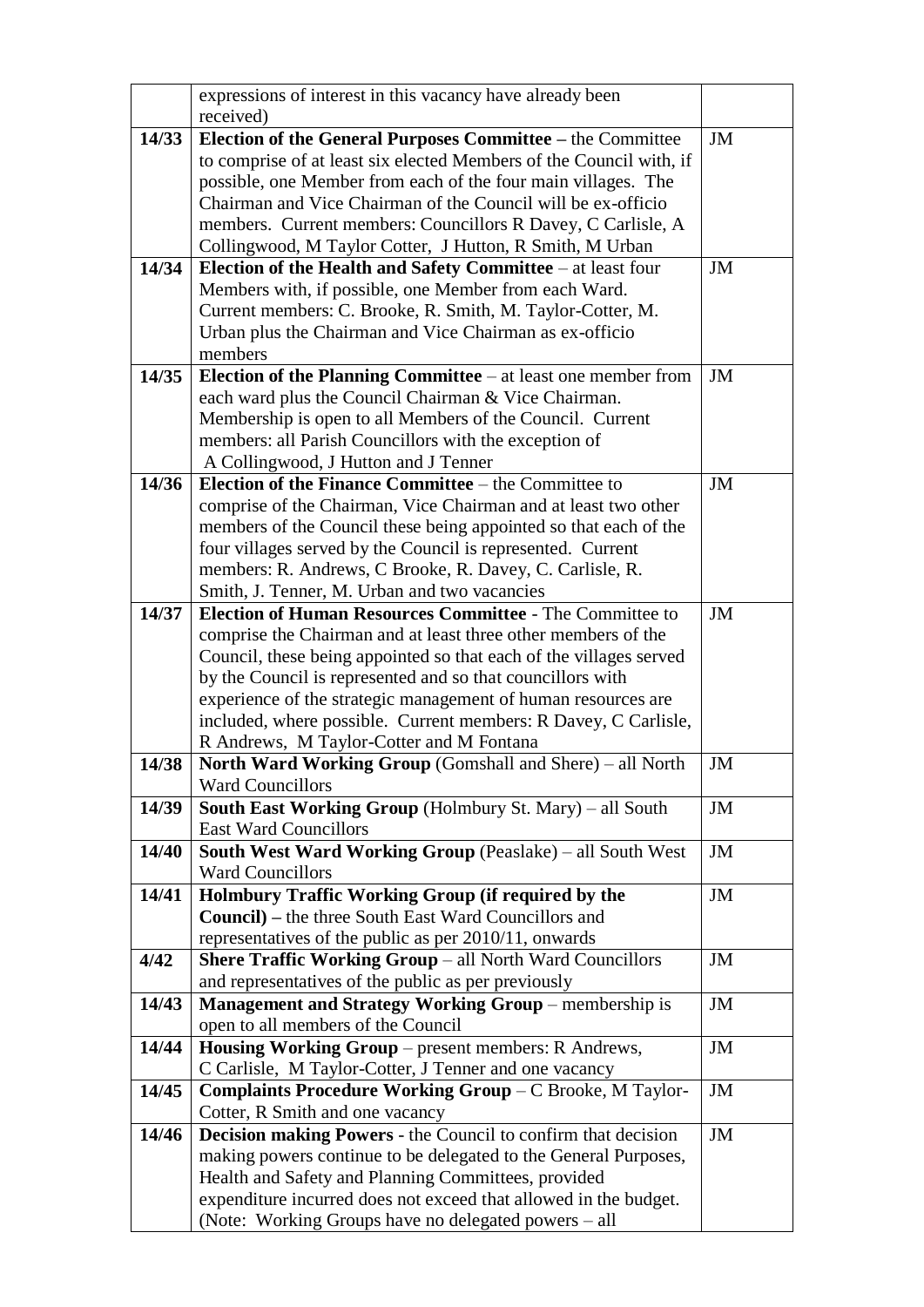| | | |
|---|---|---|
| | expressions of interest in this vacancy have already been received) | |
| **14/33** | **Election of the General Purposes Committee –** the Committee to comprise of at least six elected Members of the Council with, if possible, one Member from each of the four main villages. The Chairman and Vice Chairman of the Council will be ex-officio members. Current members: Councillors R Davey, C Carlisle, A Collingwood, M Taylor Cotter, J Hutton, R Smith, M Urban | JM |
| **14/34** | **Election of the Health and Safety Committee** – at least four Members with, if possible, one Member from each Ward. Current members: C. Brooke, R. Smith, M. Taylor-Cotter, M. Urban plus the Chairman and Vice Chairman as ex-officio members | JM |
| **14/35** | **Election of the Planning Committee** – at least one member from each ward plus the Council Chairman & Vice Chairman. Membership is open to all Members of the Council. Current members: all Parish Councillors with the exception of A Collingwood, J Hutton and J Tenner | JM |
| **14/36** | **Election of the Finance Committee** – the Committee to comprise of the Chairman, Vice Chairman and at least two other members of the Council these being appointed so that each of the four villages served by the Council is represented. Current members: R. Andrews, C Brooke, R. Davey, C. Carlisle, R. Smith, J. Tenner, M. Urban and two vacancies | JM |
| **14/37** | **Election of Human Resources Committee** - The Committee to comprise the Chairman and at least three other members of the Council, these being appointed so that each of the villages served by the Council is represented and so that councillors with experience of the strategic management of human resources are included, where possible. Current members: R Davey, C Carlisle, R Andrews, M Taylor-Cotter and M Fontana | JM |
| **14/38** | **North Ward Working Group** (Gomshall and Shere) – all North Ward Councillors | JM |
| **14/39** | **South East Working Group** (Holmbury St. Mary) – all South East Ward Councillors | JM |
| **14/40** | **South West Ward Working Group** (Peaslake) – all South West Ward Councillors | JM |
| **14/41** | **Holmbury Traffic Working Group (if required by the Council) –** the three South East Ward Councillors and representatives of the public as per 2010/11, onwards | JM |
| **4/42** | **Shere Traffic Working Group** – all North Ward Councillors and representatives of the public as per previously | JM |
| **14/43** | **Management and Strategy Working Group** – membership is open to all members of the Council | JM |
| **14/44** | **Housing Working Group** – present members: R Andrews, C Carlisle, M Taylor-Cotter, J Tenner and one vacancy | JM |
| **14/45** | **Complaints Procedure Working Group** – C Brooke, M Taylor-Cotter, R Smith and one vacancy | JM |
| **14/46** | **Decision making Powers** - the Council to confirm that decision making powers continue to be delegated to the General Purposes, Health and Safety and Planning Committees, provided expenditure incurred does not exceed that allowed in the budget. (Note: Working Groups have no delegated powers – all | JM |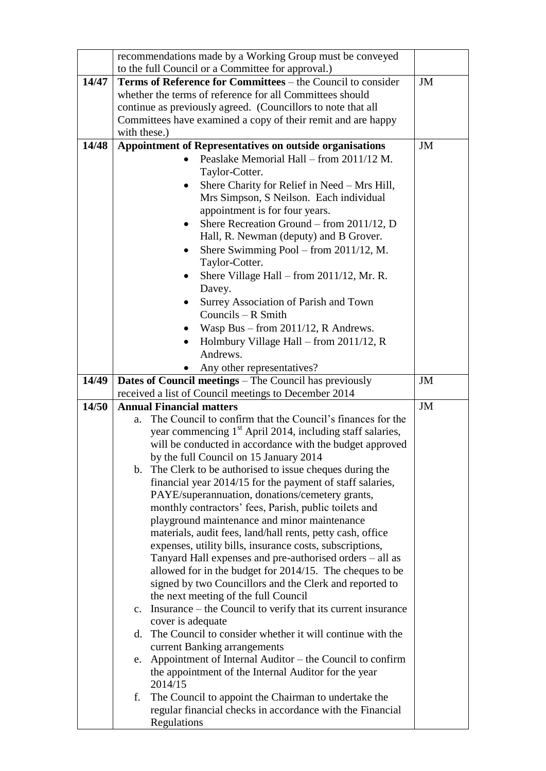| | | |
|---|---|---|
| | recommendations made by a Working Group must be conveyed to the full Council or a Committee for approval.) | |
| **14/47** | **Terms of Reference for Committees** – the Council to consider whether the terms of reference for all Committees should continue as previously agreed. (Councillors to note that all Committees have examined a copy of their remit and are happy with these.) | JM |
| **14/48** | **Appointment of Representatives on outside organisations**<br>• Peaslake Memorial Hall – from 2011/12 M. Taylor-Cotter.<br>• Shere Charity for Relief in Need – Mrs Hill, Mrs Simpson, S Neilson. Each individual appointment is for four years.<br>• Shere Recreation Ground – from 2011/12, D Hall, R. Newman (deputy) and B Grover.<br>• Shere Swimming Pool – from 2011/12, M. Taylor-Cotter.<br>• Shere Village Hall – from 2011/12, Mr. R. Davey.<br>• Surrey Association of Parish and Town Councils – R Smith<br>• Wasp Bus – from 2011/12, R Andrews.<br>• Holmbury Village Hall – from 2011/12, R Andrews.<br>• Any other representatives? | JM |
| **14/49** | **Dates of Council meetings** – The Council has previously received a list of Council meetings to December 2014 | JM |
| **14/50** | **Annual Financial matters**<br>a. The Council to confirm that the Council's finances for the year commencing 1st April 2014, including staff salaries, will be conducted in accordance with the budget approved by the full Council on 15 January 2014<br>b. The Clerk to be authorised to issue cheques during the financial year 2014/15 for the payment of staff salaries, PAYE/superannuation, donations/cemetery grants, monthly contractors' fees, Parish, public toilets and playground maintenance and minor maintenance materials, audit fees, land/hall rents, petty cash, office expenses, utility bills, insurance costs, subscriptions, Tanyard Hall expenses and pre-authorised orders – all as allowed for in the budget for 2014/15. The cheques to be signed by two Councillors and the Clerk and reported to the next meeting of the full Council<br>c. Insurance – the Council to verify that its current insurance cover is adequate<br>d. The Council to consider whether it will continue with the current Banking arrangements<br>e. Appointment of Internal Auditor – the Council to confirm the appointment of the Internal Auditor for the year 2014/15<br>f. The Council to appoint the Chairman to undertake the regular financial checks in accordance with the Financial Regulations | JM |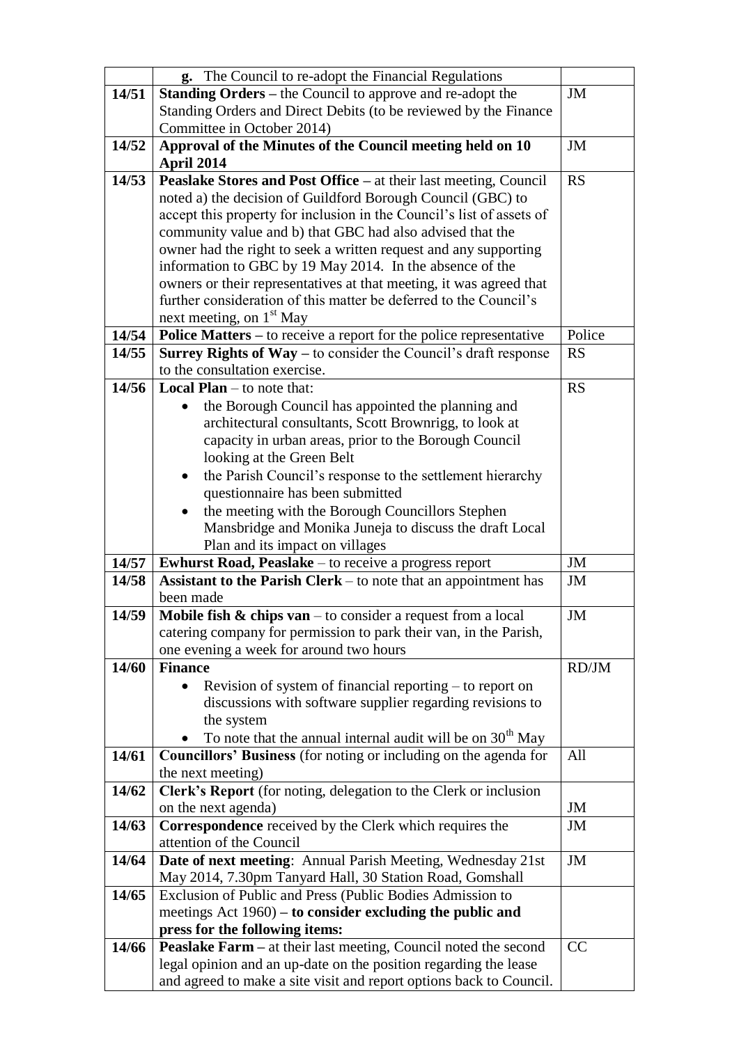| | | |
|---|---|---|
| | **g.** The Council to re-adopt the Financial Regulations | |
| **14/51** | **Standing Orders –** the Council to approve and re-adopt the Standing Orders and Direct Debits (to be reviewed by the Finance Committee in October 2014) | JM |
| **14/52** | **Approval of the Minutes of the Council meeting held on 10 April 2014** | JM |
| **14/53** | **Peaslake Stores and Post Office –** at their last meeting, Council noted a) the decision of Guildford Borough Council (GBC) to accept this property for inclusion in the Council's list of assets of community value and b) that GBC had also advised that the owner had the right to seek a written request and any supporting information to GBC by 19 May 2014. In the absence of the owners or their representatives at that meeting, it was agreed that further consideration of this matter be deferred to the Council's next meeting, on 1st May | RS |
| **14/54** | **Police Matters –** to receive a report for the police representative | Police |
| **14/55** | **Surrey Rights of Way –** to consider the Council's draft response to the consultation exercise. | RS |
| **14/56** | **Local Plan** – to note that: <br>• the Borough Council has appointed the planning and architectural consultants, Scott Brownrigg, to look at capacity in urban areas, prior to the Borough Council looking at the Green Belt <br>• the Parish Council's response to the settlement hierarchy questionnaire has been submitted <br>• the meeting with the Borough Councillors Stephen Mansbridge and Monika Juneja to discuss the draft Local Plan and its impact on villages | RS |
| **14/57** | **Ewhurst Road, Peaslake** – to receive a progress report | JM |
| **14/58** | **Assistant to the Parish Clerk** – to note that an appointment has been made | JM |
| **14/59** | **Mobile fish & chips van** – to consider a request from a local catering company for permission to park their van, in the Parish, one evening a week for around two hours | JM |
| **14/60** | **Finance** <br>• Revision of system of financial reporting – to report on discussions with software supplier regarding revisions to the system <br>• To note that the annual internal audit will be on 30th May | RD/JM |
| **14/61** | **Councillors' Business** (for noting or including on the agenda for the next meeting) | All |
| **14/62** | **Clerk's Report** (for noting, delegation to the Clerk or inclusion on the next agenda) | JM |
| **14/63** | **Correspondence** received by the Clerk which requires the attention of the Council | JM |
| **14/64** | **Date of next meeting**: Annual Parish Meeting, Wednesday 21st May 2014, 7.30pm Tanyard Hall, 30 Station Road, Gomshall | JM |
| **14/65** | Exclusion of Public and Press (Public Bodies Admission to meetings Act 1960) **– to consider excluding the public and press for the following items:** | |
| **14/66** | **Peaslake Farm –** at their last meeting, Council noted the second legal opinion and an up-date on the position regarding the lease and agreed to make a site visit and report options back to Council. | CC |